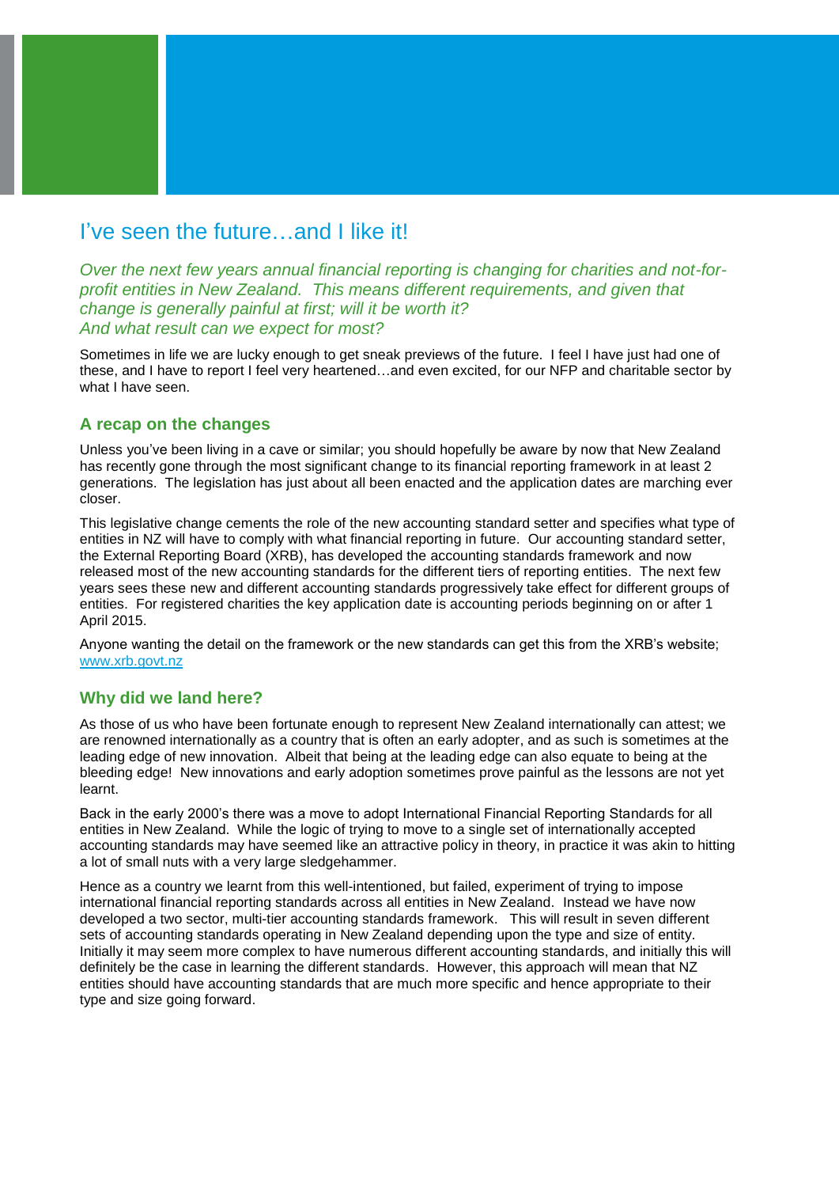# I've seen the future…and I like it!

*Over the next few years annual financial reporting is changing for charities and not-for-profit entities in New Zealand. This means different requirements, and given that change is generally painful at first; will it be worth it?*
*And what result can we expect for most?*

Sometimes in life we are lucky enough to get sneak previews of the future. I feel I have just had one of these, and I have to report I feel very heartened…and even excited, for our NFP and charitable sector by what I have seen.

## A recap on the changes

Unless you've been living in a cave or similar; you should hopefully be aware by now that New Zealand has recently gone through the most significant change to its financial reporting framework in at least 2 generations. The legislation has just about all been enacted and the application dates are marching ever closer.

This legislative change cements the role of the new accounting standard setter and specifies what type of entities in NZ will have to comply with what financial reporting in future. Our accounting standard setter, the External Reporting Board (XRB), has developed the accounting standards framework and now released most of the new accounting standards for the different tiers of reporting entities. The next few years sees these new and different accounting standards progressively take effect for different groups of entities. For registered charities the key application date is accounting periods beginning on or after 1 April 2015.

Anyone wanting the detail on the framework or the new standards can get this from the XRB's website; [www.xrb.govt.nz](www.xrb.govt.nz)

## Why did we land here?

As those of us who have been fortunate enough to represent New Zealand internationally can attest; we are renowned internationally as a country that is often an early adopter, and as such is sometimes at the leading edge of new innovation. Albeit that being at the leading edge can also equate to being at the bleeding edge! New innovations and early adoption sometimes prove painful as the lessons are not yet learnt.

Back in the early 2000's there was a move to adopt International Financial Reporting Standards for all entities in New Zealand. While the logic of trying to move to a single set of internationally accepted accounting standards may have seemed like an attractive policy in theory, in practice it was akin to hitting a lot of small nuts with a very large sledgehammer.

Hence as a country we learnt from this well-intentioned, but failed, experiment of trying to impose international financial reporting standards across all entities in New Zealand. Instead we have now developed a two sector, multi-tier accounting standards framework. This will result in seven different sets of accounting standards operating in New Zealand depending upon the type and size of entity. Initially it may seem more complex to have numerous different accounting standards, and initially this will definitely be the case in learning the different standards. However, this approach will mean that NZ entities should have accounting standards that are much more specific and hence appropriate to their type and size going forward.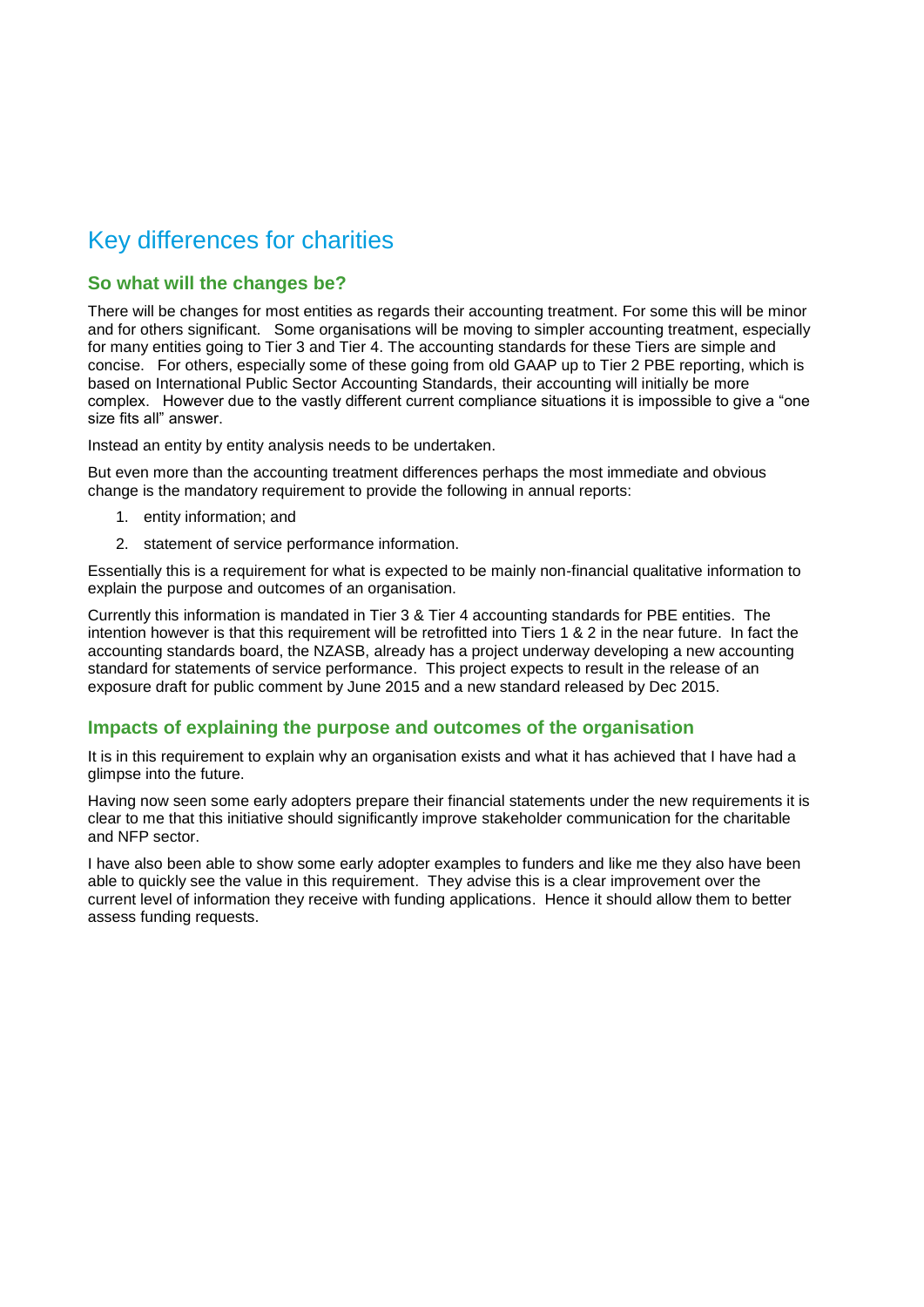# Key differences for charities

## So what will the changes be?

There will be changes for most entities as regards their accounting treatment. For some this will be minor and for others significant. Some organisations will be moving to simpler accounting treatment, especially for many entities going to Tier 3 and Tier 4. The accounting standards for these Tiers are simple and concise. For others, especially some of these going from old GAAP up to Tier 2 PBE reporting, which is based on International Public Sector Accounting Standards, their accounting will initially be more complex. However due to the vastly different current compliance situations it is impossible to give a "one size fits all" answer.

Instead an entity by entity analysis needs to be undertaken.

But even more than the accounting treatment differences perhaps the most immediate and obvious change is the mandatory requirement to provide the following in annual reports:

1. entity information; and
2. statement of service performance information.

Essentially this is a requirement for what is expected to be mainly non-financial qualitative information to explain the purpose and outcomes of an organisation.

Currently this information is mandated in Tier 3 & Tier 4 accounting standards for PBE entities. The intention however is that this requirement will be retrofitted into Tiers 1 & 2 in the near future. In fact the accounting standards board, the NZASB, already has a project underway developing a new accounting standard for statements of service performance. This project expects to result in the release of an exposure draft for public comment by June 2015 and a new standard released by Dec 2015.

## Impacts of explaining the purpose and outcomes of the organisation

It is in this requirement to explain why an organisation exists and what it has achieved that I have had a glimpse into the future.

Having now seen some early adopters prepare their financial statements under the new requirements it is clear to me that this initiative should significantly improve stakeholder communication for the charitable and NFP sector.

I have also been able to show some early adopter examples to funders and like me they also have been able to quickly see the value in this requirement. They advise this is a clear improvement over the current level of information they receive with funding applications. Hence it should allow them to better assess funding requests.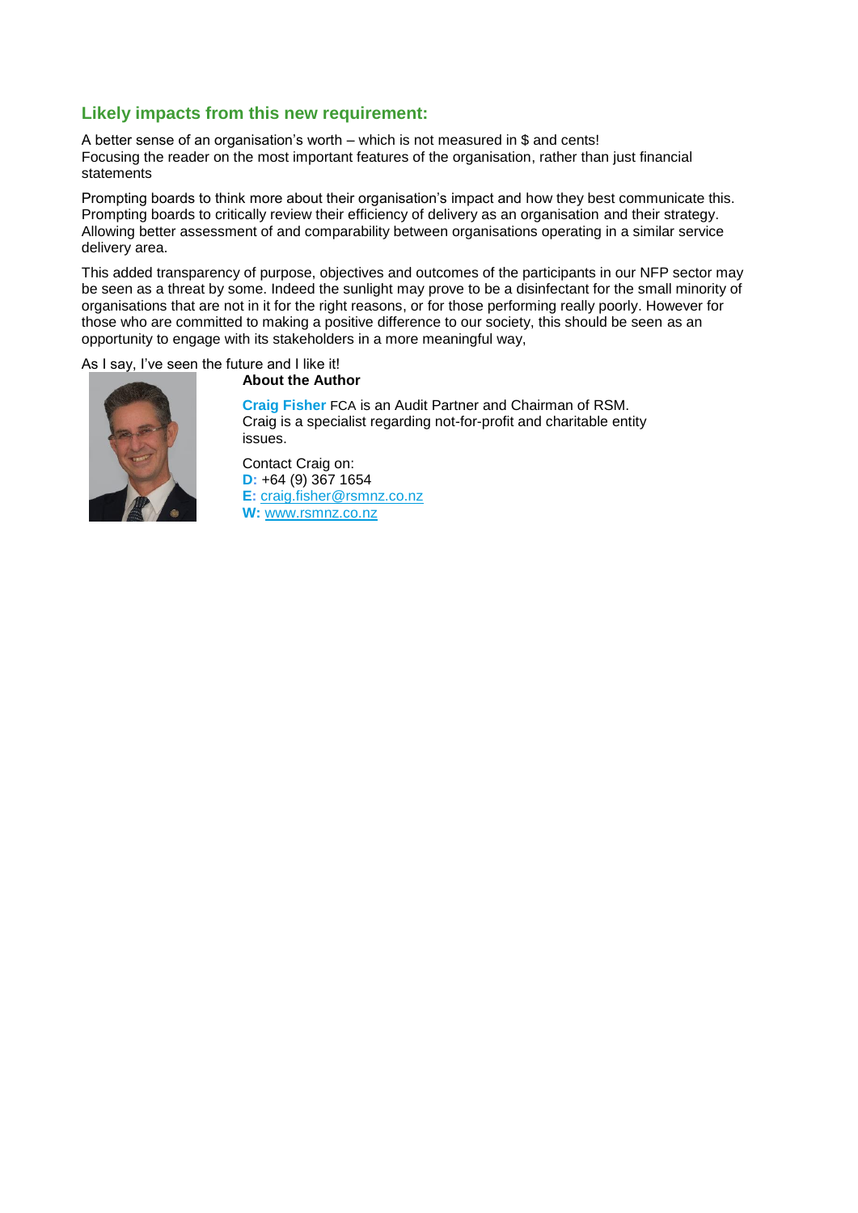## Likely impacts from this new requirement:

A better sense of an organisation's worth – which is not measured in $ and cents!
Focusing the reader on the most important features of the organisation, rather than just financial statements

Prompting boards to think more about their organisation's impact and how they best communicate this.
Prompting boards to critically review their efficiency of delivery as an organisation and their strategy.
Allowing better assessment of and comparability between organisations operating in a similar service delivery area.

This added transparency of purpose, objectives and outcomes of the participants in our NFP sector may be seen as a threat by some. Indeed the sunlight may prove to be a disinfectant for the small minority of organisations that are not in it for the right reasons, or for those performing really poorly. However for those who are committed to making a positive difference to our society, this should be seen as an opportunity to engage with its stakeholders in a more meaningful way,

As I say, I've seen the future and I like it!

**About the Author**

**Craig Fisher** FCA is an Audit Partner and Chairman of RSM.
Craig is a specialist regarding not-for-profit and charitable entity issues.

Contact Craig on:
**D:** +64 (9) 367 1654
**E:** craig.fisher@rsmnz.co.nz
**W:** www.rsmnz.co.nz